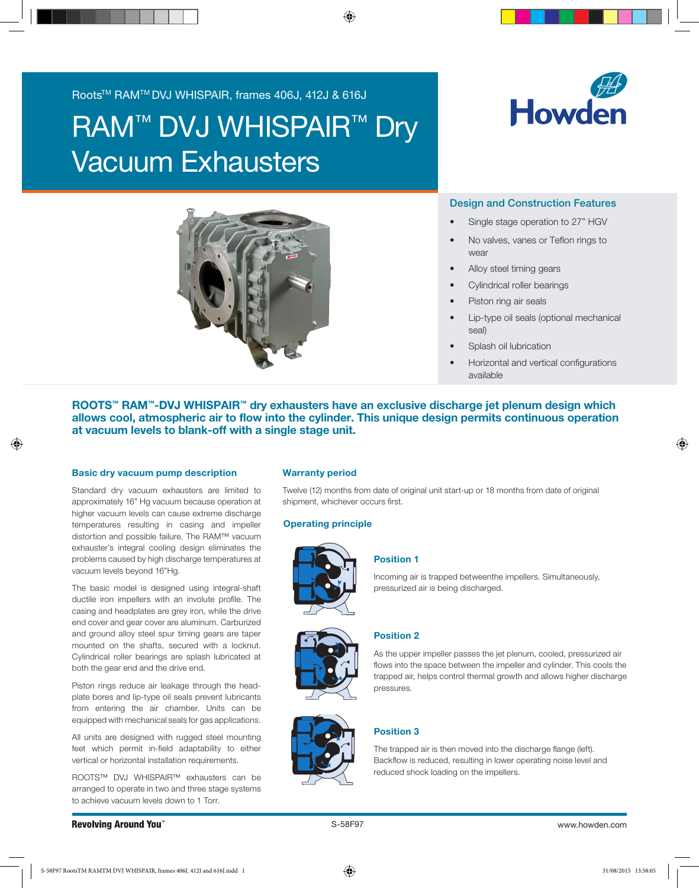Roots™ RAM™ DVJ WHISPAIR, frames 406J, 412J & 616J

# RAM™ DVJ WHISPAIR™ Dry Vacuum Exhausters

## Design and Construction Features

- Single stage operation to 27" HGV
- No valves, vanes or Teflon rings to wear
- Alloy steel timing gears
- Cylindrical roller bearings
- Piston ring air seals
- Lip-type oil seals (optional mechanical seal)
- Splash oil lubrication
- Horizontal and vertical configurations available

**ROOTS™ RAM™-DVJ WHISPAIR™ dry exhausters have an exclusive discharge jet plenum design which allows cool, atmospheric air to flow into the cylinder. This unique design permits continuous operation at vacuum levels to blank-off with a single stage unit.**

### Basic dry vacuum pump description

Standard dry vacuum exhausters are limited to approximately 16" Hg vacuum because operation at higher vacuum levels can cause extreme discharge temperatures resulting in casing and impeller distortion and possible failure. The RAM™ vacuum exhauster's integral cooling design eliminates the problems caused by high discharge temperatures at vacuum levels beyond 16"Hg.

The basic model is designed using integral-shaft ductile iron impellers with an involute profile. The casing and headplates are grey iron, while the drive end cover and gear cover are aluminum. Carburized and ground alloy steel spur timing gears are taper mounted on the shafts, secured with a locknut. Cylindrical roller bearings are splash lubricated at both the gear end and the drive end.

Piston rings reduce air leakage through the head-plate bores and lip-type oil seals prevent lubricants from entering the air chamber. Units can be equipped with mechanical seals for gas applications.

All units are designed with rugged steel mounting feet which permit in-field adaptability to either vertical or horizontal installation requirements.

ROOTS™ DVJ WHISPAIR™ exhausters can be arranged to operate in two and three stage systems to achieve vacuum levels down to 1 Torr.

### Warranty period

Twelve (12) months from date of original unit start-up or 18 months from date of original shipment, whichever occurs first.

### Operating principle

#### Position 1

Incoming air is trapped betweenthe impellers. Simultaneously, pressurized air is being discharged.

#### Position 2

As the upper impeller passes the jet plenum, cooled, pressurized air flows into the space between the impeller and cylinder. This cools the trapped air, helps control thermal growth and allows higher discharge pressures.

#### Position 3

The trapped air is then moved into the discharge flange (left). Backflow is reduced, resulting in lower operating noise level and reduced shock loading on the impellers.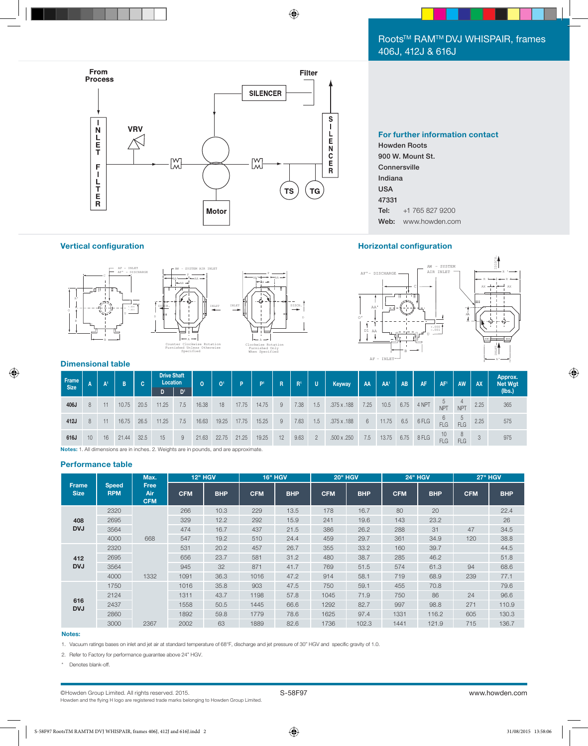## Roots™ RAM™ DVJ WHISPAIR, frames 406J, 412J & 616J

From Process

INLET FILTER

VRV

SILENCER

Filter

SILENCER

TS

TG

Motor

### For further information contact

Howden Roots
900 W. Mount St.
Connersville
Indiana
USA
47331
Tel: +1 765 827 9200
Web: www.howden.com

### Vertical configuration

AF – INLET
AF' – DISCHARGE

AW – SYSTEM AIR INLET

Counter Clockwise Rotation Furnished Unless Otherwise Specified

Clockwise Rotation Furnished Only When Specified

### Horizontal configuration

AF' – DISCHARGE

AW – SYSTEM AIR INLET

AF – INLET

### Dimensional table

| Frame Size | A | A¹ | B | C | Drive Shaft Location | | O | O¹ | P | P¹ | R | R¹ | U | Keyway | AA | AA¹ | AB | AF | AF¹ | AW | AX | Approx. Net Wgt (lbs.) |
|---|---|---|---|---|---|---|---|---|---|---|---|---|---|---|---|---|---|---|---|---|---|---|
| | | | | | D | D¹ | | | | | | | | | | | | | | | | |
| 406J | 8 | 11 | 10.75 | 20.5 | 11.25 | 7.5 | 16.38 | 18 | 17.75 | 14.75 | 9 | 7.38 | 1.5 | .375 x .188 | 7.25 | 10.5 | 6.75 | 4 NPT | 5 NPT | 4 NPT | 2.25 | 365 |
| 412J | 8 | 11 | 16.75 | 26.5 | 11.25 | 7.5 | 16.63 | 19.25 | 17.75 | 15.25 | 9 | 7.63 | 1.5 | .375 x .188 | 6 | 11.75 | 6.5 | 6 FLG | 6 FLG | 5 FLG | 2.25 | 575 |
| 616J | 10 | 16 | 21.44 | 32.5 | 15 | 9 | 21.63 | 22.75 | 21.25 | 19.25 | 12 | 9.63 | 2 | .500 x .250 | 7.5 | 13.75 | 6.75 | 8 FLG | 10 FLG | 8 FLG | 3 | 975 |

**Notes:** 1. All dimensions are in inches. 2. Weights are in pounds, and are approximate.

### Performance table

| Frame Size | Speed RPM | Max. Free Air CFM | 12" HGV | | 16" HGV | | 20" HGV | | 24" HGV | | 27" HGV | |
|---|---|---|---|---|---|---|---|---|---|---|---|---|
| | | | CFM | BHP | CFM | BHP | CFM | BHP | CFM | BHP | CFM | BHP |
| 408 DVJ | 2320 | | 266 | 10.3 | 229 | 13.5 | 178 | 16.7 | 80 | 20 | | 22.4 |
| | 2695 | | 329 | 12.2 | 292 | 15.9 | 241 | 19.6 | 143 | 23.2 | | 26 |
| | 3564 | | 474 | 16.7 | 437 | 21.5 | 386 | 26.2 | 288 | 31 | 47 | 34.5 |
| | 4000 | 668 | 547 | 19.2 | 510 | 24.4 | 459 | 29.7 | 361 | 34.9 | 120 | 38.8 |
| 412 DVJ | 2320 | | 531 | 20.2 | 457 | 26.7 | 355 | 33.2 | 160 | 39.7 | | 44.5 |
| | 2695 | | 656 | 23.7 | 581 | 31.2 | 480 | 38.7 | 285 | 46.2 | | 51.8 |
| | 3564 | | 945 | 32 | 871 | 41.7 | 769 | 51.5 | 574 | 61.3 | 94 | 68.6 |
| | 4000 | 1332 | 1091 | 36.3 | 1016 | 47.2 | 914 | 58.1 | 719 | 68.9 | 239 | 77.1 |
| 616 DVJ | 1750 | | 1016 | 35.8 | 903 | 47.5 | 750 | 59.1 | 455 | 70.8 | | 79.6 |
| | 2124 | | 1311 | 43.7 | 1198 | 57.8 | 1045 | 71.9 | 750 | 86 | 24 | 96.6 |
| | 2437 | | 1558 | 50.5 | 1445 | 66.6 | 1292 | 82.7 | 997 | 98.8 | 271 | 110.9 |
| | 2860 | | 1892 | 59.8 | 1779 | 78.6 | 1625 | 97.4 | 1331 | 116.2 | 605 | 130.3 |
| | 3000 | 2367 | 2002 | 63 | 1889 | 82.6 | 1736 | 102.3 | 1441 | 121.9 | 715 | 136.7 |

**Notes:**

1. Vacuum ratings bases on inlet and jet air at standard temperature of 68°F, discharge and jet pressure of 30" HGV and specific gravity of 1.0.
2. Refer to Factory for performance guarantee above 24" HGV.

\* Denotes blank-off.

©Howden Group Limited. All rights reserved. 2015.
Howden and the flying H logo are registered trade marks belonging to Howden Group Limited.

S-58F97

www.howden.com